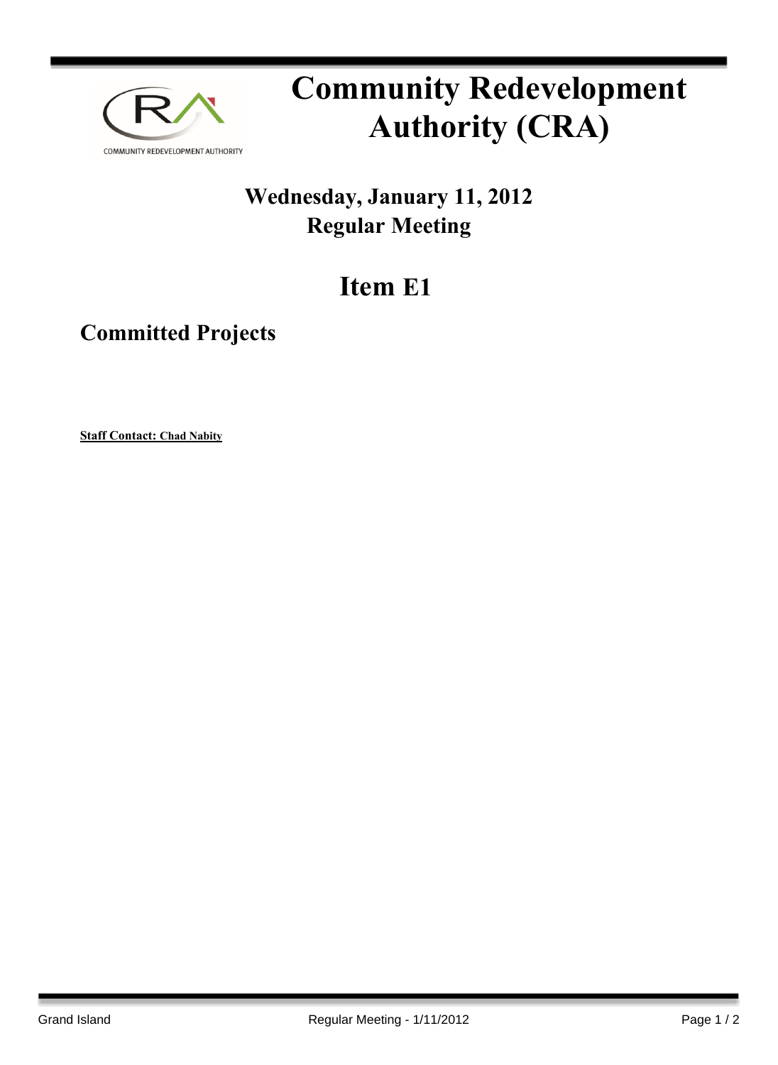# Community Redevelopment Authority (CRA)

## Wednesday, January 11, 2012
## Regular Meeting

# Item E1

## Committed Projects

**Staff Contact: Chad Nabity**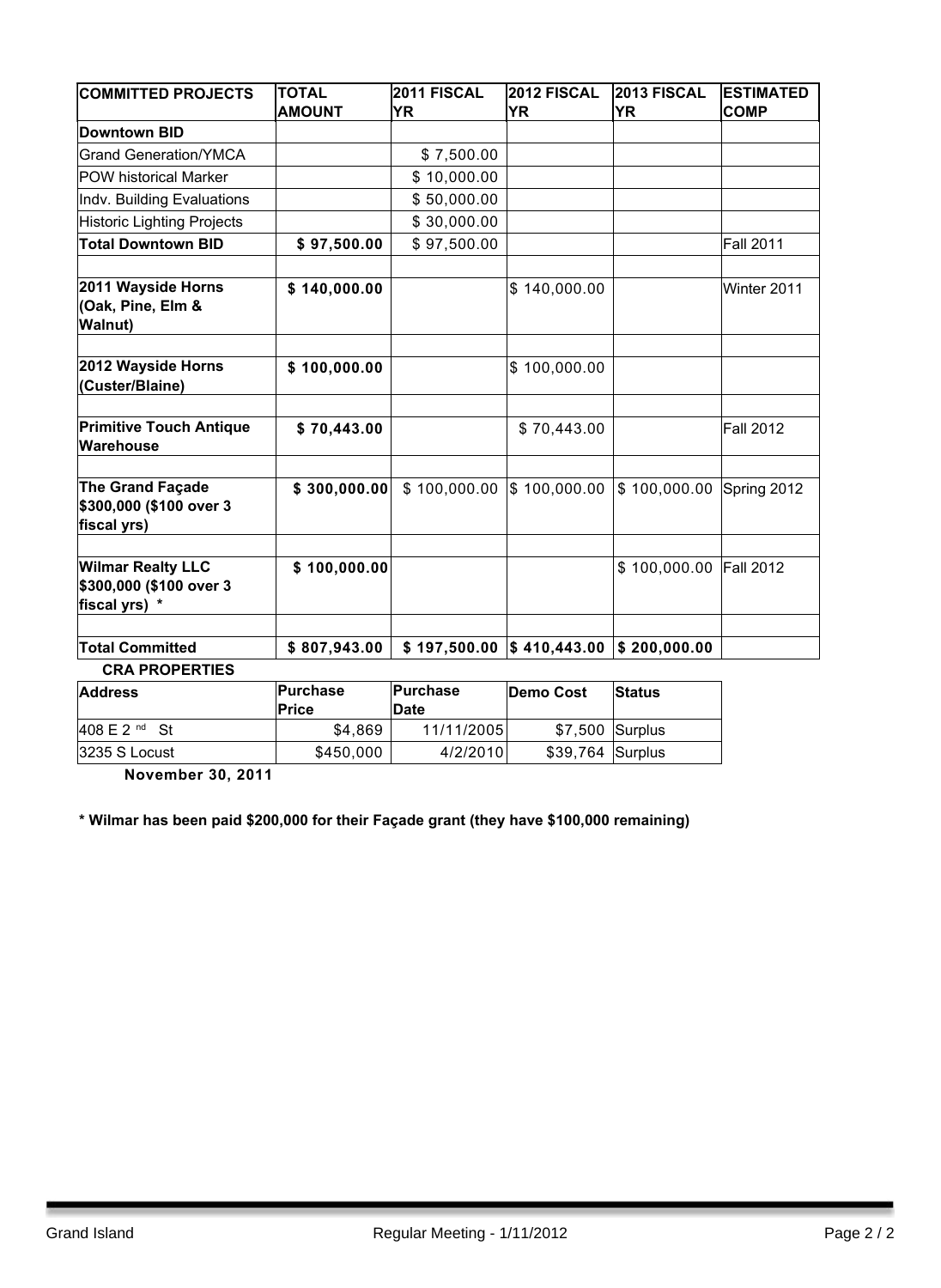| **COMMITTED PROJECTS** | **TOTAL AMOUNT** | **2011 FISCAL YR** | **2012 FISCAL YR** | **2013 FISCAL YR** | **ESTIMATED COMP** |
|---|---|---|---|---|---|
| **Downtown BID** | | | | | |
| Grand Generation/YMCA | | $ 7,500.00 | | | |
| POW historical Marker | | $ 10,000.00 | | | |
| Indv. Building Evaluations | | $ 50,000.00 | | | |
| Historic Lighting Projects | | $ 30,000.00 | | | |
| **Total Downtown BID** | **$ 97,500.00** | $ 97,500.00 | | | Fall 2011 |
| | | | | | |
| **2011 Wayside Horns (Oak, Pine, Elm & Walnut)** | **$ 140,000.00** | | $ 140,000.00 | | Winter 2011 |
| | | | | | |
| **2012 Wayside Horns (Custer/Blaine)** | **$ 100,000.00** | | $ 100,000.00 | | |
| | | | | | |
| **Primitive Touch Antique Warehouse** | **$ 70,443.00** | | $ 70,443.00 | | Fall 2012 |
| | | | | | |
| **The Grand Façade $300,000 ($100 over 3 fiscal yrs)** | **$ 300,000.00** | $ 100,000.00 | $ 100,000.00 | $ 100,000.00 | Spring 2012 |
| | | | | | |
| **Wilmar Realty LLC $300,000 ($100 over 3 fiscal yrs) *** | **$ 100,000.00** | | | $ 100,000.00 | Fall 2012 |
| | | | | | |
| **Total Committed** | **$ 807,943.00** | **$ 197,500.00** | **$ 410,443.00** | **$ 200,000.00** | |

**CRA PROPERTIES**

| **Address** | **Purchase Price** | **Purchase Date** | **Demo Cost** | **Status** |
|---|---|---|---|---|
| 408 E 2nd St | $4,869 | 11/11/2005 | $7,500 | Surplus |
| 3235 S Locust | $450,000 | 4/2/2010 | $39,764 | Surplus |

**November 30, 2011**

**\* Wilmar has been paid $200,000 for their Façade grant (they have $100,000 remaining)**